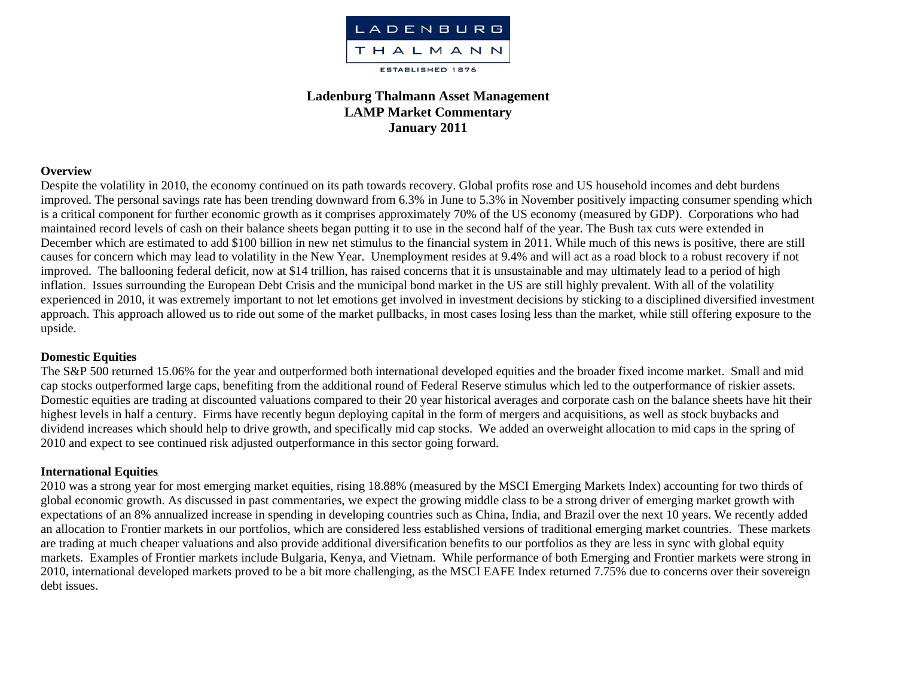LADENBURG THALMANN

ESTABLISHED 1876

# Ladenburg Thalmann Asset Management
# LAMP Market Commentary
# January 2011

## Overview

Despite the volatility in 2010, the economy continued on its path towards recovery. Global profits rose and US household incomes and debt burdens improved. The personal savings rate has been trending downward from 6.3% in June to 5.3% in November positively impacting consumer spending which is a critical component for further economic growth as it comprises approximately 70% of the US economy (measured by GDP). Corporations who had maintained record levels of cash on their balance sheets began putting it to use in the second half of the year. The Bush tax cuts were extended in December which are estimated to add $100 billion in new net stimulus to the financial system in 2011. While much of this news is positive, there are still causes for concern which may lead to volatility in the New Year. Unemployment resides at 9.4% and will act as a road block to a robust recovery if not improved. The ballooning federal deficit, now at $14 trillion, has raised concerns that it is unsustainable and may ultimately lead to a period of high inflation. Issues surrounding the European Debt Crisis and the municipal bond market in the US are still highly prevalent. With all of the volatility experienced in 2010, it was extremely important to not let emotions get involved in investment decisions by sticking to a disciplined diversified investment approach. This approach allowed us to ride out some of the market pullbacks, in most cases losing less than the market, while still offering exposure to the upside.

## Domestic Equities

The S&P 500 returned 15.06% for the year and outperformed both international developed equities and the broader fixed income market. Small and mid cap stocks outperformed large caps, benefiting from the additional round of Federal Reserve stimulus which led to the outperformance of riskier assets. Domestic equities are trading at discounted valuations compared to their 20 year historical averages and corporate cash on the balance sheets have hit their highest levels in half a century. Firms have recently begun deploying capital in the form of mergers and acquisitions, as well as stock buybacks and dividend increases which should help to drive growth, and specifically mid cap stocks. We added an overweight allocation to mid caps in the spring of 2010 and expect to see continued risk adjusted outperformance in this sector going forward.

## International Equities

2010 was a strong year for most emerging market equities, rising 18.88% (measured by the MSCI Emerging Markets Index) accounting for two thirds of global economic growth. As discussed in past commentaries, we expect the growing middle class to be a strong driver of emerging market growth with expectations of an 8% annualized increase in spending in developing countries such as China, India, and Brazil over the next 10 years. We recently added an allocation to Frontier markets in our portfolios, which are considered less established versions of traditional emerging market countries. These markets are trading at much cheaper valuations and also provide additional diversification benefits to our portfolios as they are less in sync with global equity markets. Examples of Frontier markets include Bulgaria, Kenya, and Vietnam. While performance of both Emerging and Frontier markets were strong in 2010, international developed markets proved to be a bit more challenging, as the MSCI EAFE Index returned 7.75% due to concerns over their sovereign debt issues.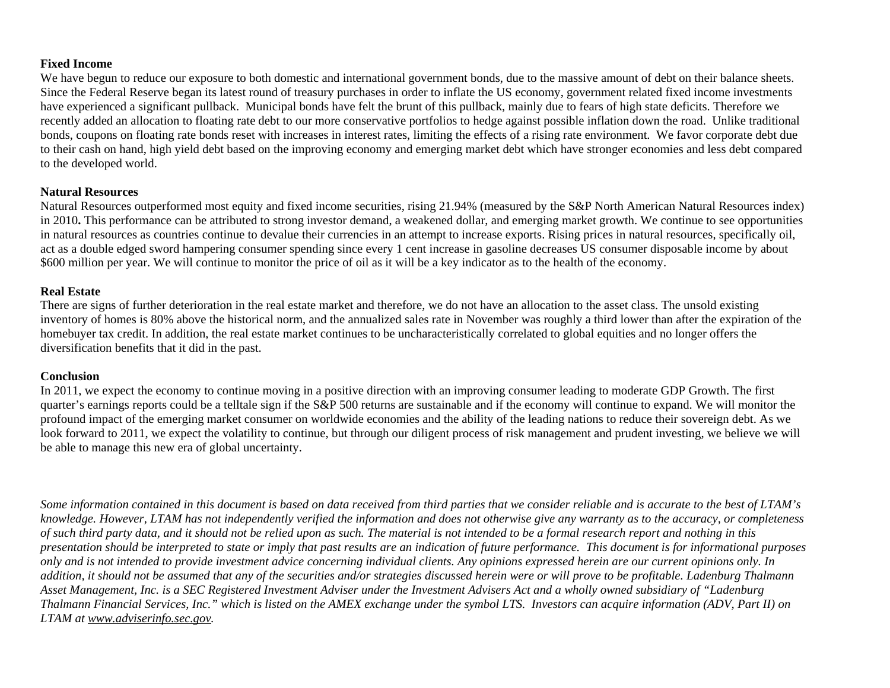**Fixed Income**

We have begun to reduce our exposure to both domestic and international government bonds, due to the massive amount of debt on their balance sheets. Since the Federal Reserve began its latest round of treasury purchases in order to inflate the US economy, government related fixed income investments have experienced a significant pullback. Municipal bonds have felt the brunt of this pullback, mainly due to fears of high state deficits. Therefore we recently added an allocation to floating rate debt to our more conservative portfolios to hedge against possible inflation down the road. Unlike traditional bonds, coupons on floating rate bonds reset with increases in interest rates, limiting the effects of a rising rate environment. We favor corporate debt due to their cash on hand, high yield debt based on the improving economy and emerging market debt which have stronger economies and less debt compared to the developed world.

**Natural Resources**

Natural Resources outperformed most equity and fixed income securities, rising 21.94% (measured by the S&P North American Natural Resources index) in 2010**.** This performance can be attributed to strong investor demand, a weakened dollar, and emerging market growth. We continue to see opportunities in natural resources as countries continue to devalue their currencies in an attempt to increase exports. Rising prices in natural resources, specifically oil, act as a double edged sword hampering consumer spending since every 1 cent increase in gasoline decreases US consumer disposable income by about $600 million per year. We will continue to monitor the price of oil as it will be a key indicator as to the health of the economy.

**Real Estate**

There are signs of further deterioration in the real estate market and therefore, we do not have an allocation to the asset class. The unsold existing inventory of homes is 80% above the historical norm, and the annualized sales rate in November was roughly a third lower than after the expiration of the homebuyer tax credit. In addition, the real estate market continues to be uncharacteristically correlated to global equities and no longer offers the diversification benefits that it did in the past.

**Conclusion**

In 2011, we expect the economy to continue moving in a positive direction with an improving consumer leading to moderate GDP Growth. The first quarter's earnings reports could be a telltale sign if the S&P 500 returns are sustainable and if the economy will continue to expand. We will monitor the profound impact of the emerging market consumer on worldwide economies and the ability of the leading nations to reduce their sovereign debt. As we look forward to 2011, we expect the volatility to continue, but through our diligent process of risk management and prudent investing, we believe we will be able to manage this new era of global uncertainty.

*Some information contained in this document is based on data received from third parties that we consider reliable and is accurate to the best of LTAM's knowledge. However, LTAM has not independently verified the information and does not otherwise give any warranty as to the accuracy, or completeness of such third party data, and it should not be relied upon as such. The material is not intended to be a formal research report and nothing in this presentation should be interpreted to state or imply that past results are an indication of future performance. This document is for informational purposes only and is not intended to provide investment advice concerning individual clients. Any opinions expressed herein are our current opinions only. In addition, it should not be assumed that any of the securities and/or strategies discussed herein were or will prove to be profitable. Ladenburg Thalmann Asset Management, Inc. is a SEC Registered Investment Adviser under the Investment Advisers Act and a wholly owned subsidiary of "Ladenburg Thalmann Financial Services, Inc." which is listed on the AMEX exchange under the symbol LTS. Investors can acquire information (ADV, Part II) on LTAM at www.adviserinfo.sec.gov.*